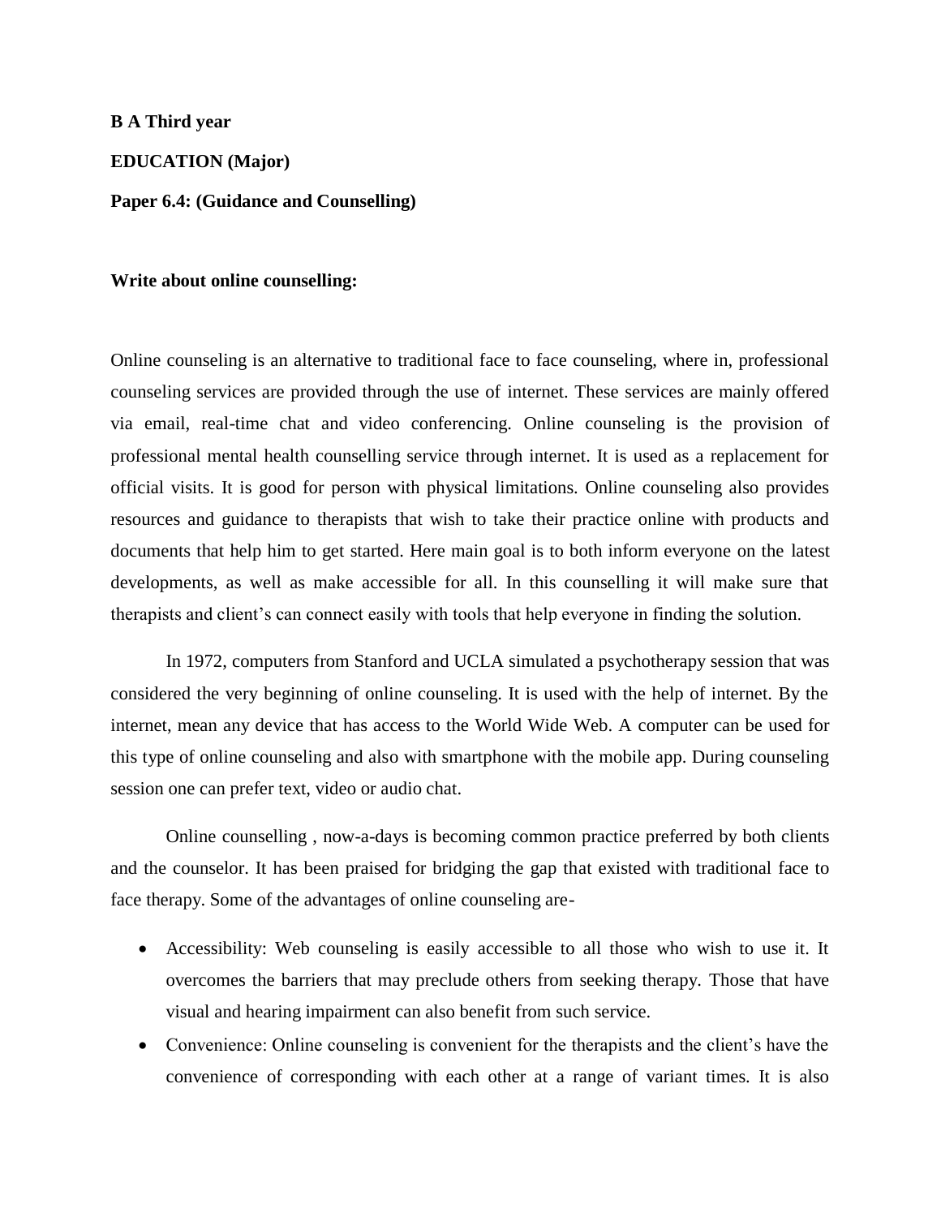**B A Third year**

**EDUCATION (Major)**

**Paper 6.4: (Guidance and Counselling)**

**Write about online counselling:**

Online counseling is an alternative to traditional face to face counseling, where in, professional counseling services are provided through the use of internet. These services are mainly offered via email, real-time chat and video conferencing. Online counseling is the provision of professional mental health counselling service through internet. It is used as a replacement for official visits. It is good for person with physical limitations. Online counseling also provides resources and guidance to therapists that wish to take their practice online with products and documents that help him to get started. Here main goal is to both inform everyone on the latest developments, as well as make accessible for all. In this counselling it will make sure that therapists and client's can connect easily with tools that help everyone in finding the solution.

In 1972, computers from Stanford and UCLA simulated a psychotherapy session that was considered the very beginning of online counseling. It is used with the help of internet. By the internet, mean any device that has access to the World Wide Web. A computer can be used for this type of online counseling and also with smartphone with the mobile app. During counseling session one can prefer text, video or audio chat.

Online counselling , now-a-days is becoming common practice preferred by both clients and the counselor. It has been praised for bridging the gap that existed with traditional face to face therapy. Some of the advantages of online counseling are-

- Accessibility: Web counseling is easily accessible to all those who wish to use it. It overcomes the barriers that may preclude others from seeking therapy. Those that have visual and hearing impairment can also benefit from such service.
- Convenience: Online counseling is convenient for the therapists and the client's have the convenience of corresponding with each other at a range of variant times. It is also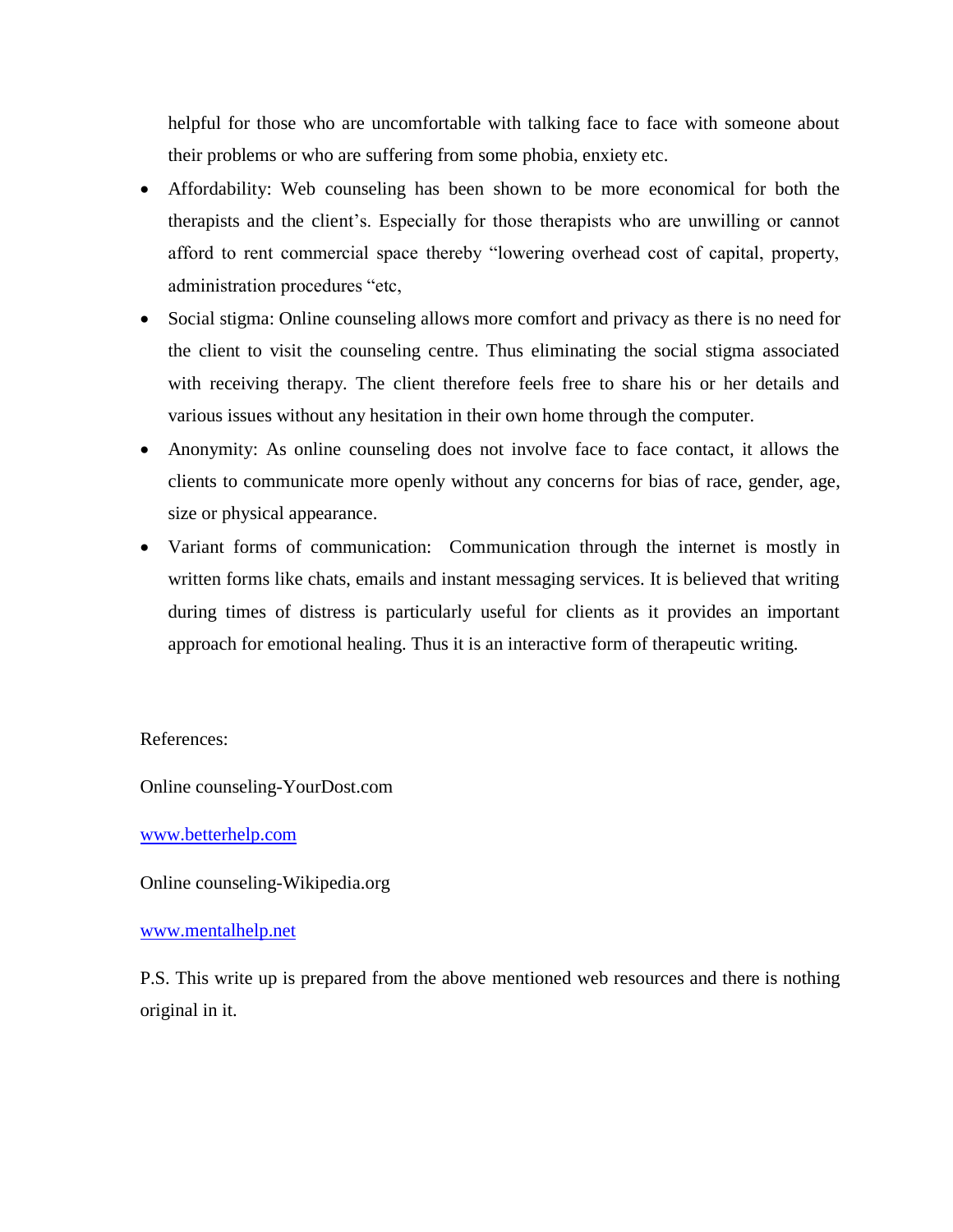helpful for those who are uncomfortable with talking face to face with someone about their problems or who are suffering from some phobia, enxiety etc.

- Affordability: Web counseling has been shown to be more economical for both the therapists and the client's. Especially for those therapists who are unwilling or cannot afford to rent commercial space thereby "lowering overhead cost of capital, property, administration procedures "etc,
- Social stigma: Online counseling allows more comfort and privacy as there is no need for the client to visit the counseling centre. Thus eliminating the social stigma associated with receiving therapy. The client therefore feels free to share his or her details and various issues without any hesitation in their own home through the computer.
- Anonymity: As online counseling does not involve face to face contact, it allows the clients to communicate more openly without any concerns for bias of race, gender, age, size or physical appearance.
- Variant forms of communication: Communication through the internet is mostly in written forms like chats, emails and instant messaging services. It is believed that writing during times of distress is particularly useful for clients as it provides an important approach for emotional healing. Thus it is an interactive form of therapeutic writing.

References:

Online counseling-YourDost.com

www.betterhelp.com

Online counseling-Wikipedia.org

www.mentalhelp.net

P.S. This write up is prepared from the above mentioned web resources and there is nothing original in it.